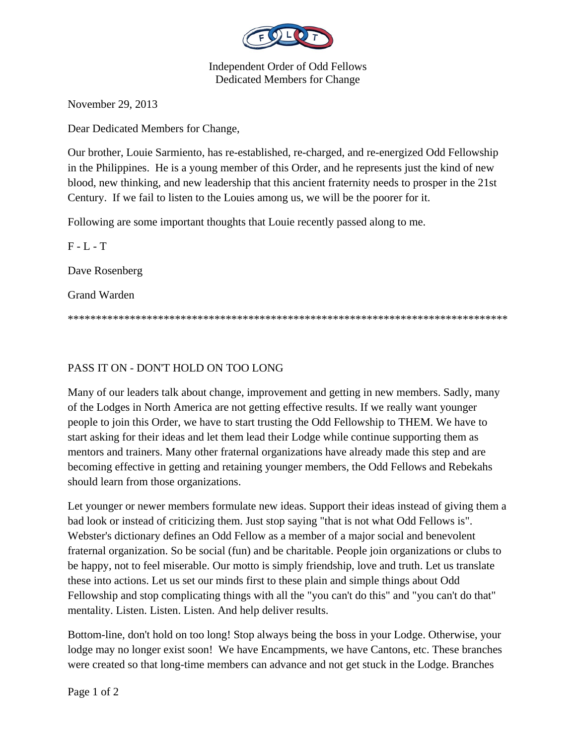Independent Order of Odd Fellows
Dedicated Members for Change

November 29, 2013

Dear Dedicated Members for Change,

Our brother, Louie Sarmiento, has re-established, re-charged, and re-energized Odd Fellowship in the Philippines. He is a young member of this Order, and he represents just the kind of new blood, new thinking, and new leadership that this ancient fraternity needs to prosper in the 21st Century. If we fail to listen to the Louies among us, we will be the poorer for it.

Following are some important thoughts that Louie recently passed along to me.

F - L - T

Dave Rosenberg

Grand Warden

*******************************************************************************

## PASS IT ON - DON'T HOLD ON TOO LONG

Many of our leaders talk about change, improvement and getting in new members. Sadly, many of the Lodges in North America are not getting effective results. If we really want younger people to join this Order, we have to start trusting the Odd Fellowship to THEM. We have to start asking for their ideas and let them lead their Lodge while continue supporting them as mentors and trainers. Many other fraternal organizations have already made this step and are becoming effective in getting and retaining younger members, the Odd Fellows and Rebekahs should learn from those organizations.

Let younger or newer members formulate new ideas. Support their ideas instead of giving them a bad look or instead of criticizing them. Just stop saying "that is not what Odd Fellows is". Webster's dictionary defines an Odd Fellow as a member of a major social and benevolent fraternal organization. So be social (fun) and be charitable. People join organizations or clubs to be happy, not to feel miserable. Our motto is simply friendship, love and truth. Let us translate these into actions. Let us set our minds first to these plain and simple things about Odd Fellowship and stop complicating things with all the "you can't do this" and "you can't do that" mentality. Listen. Listen. Listen. And help deliver results.

Bottom-line, don't hold on too long! Stop always being the boss in your Lodge. Otherwise, your lodge may no longer exist soon! We have Encampments, we have Cantons, etc. These branches were created so that long-time members can advance and not get stuck in the Lodge. Branches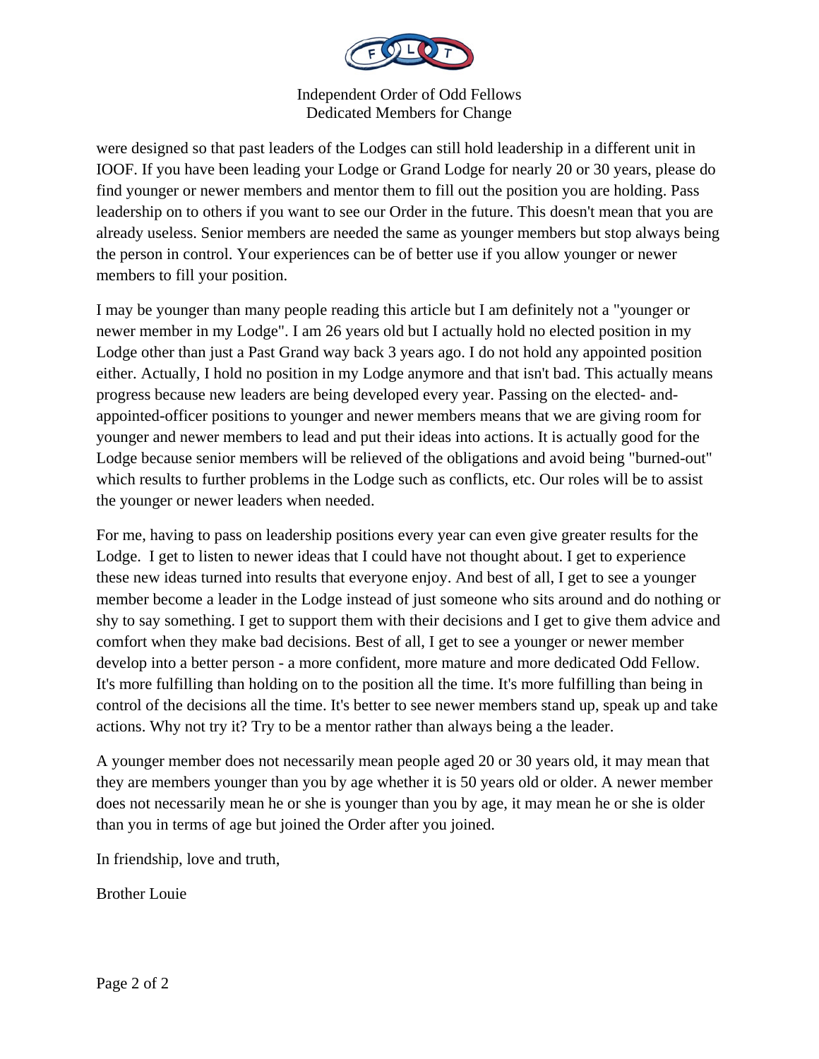were designed so that past leaders of the Lodges can still hold leadership in a different unit in IOOF. If you have been leading your Lodge or Grand Lodge for nearly 20 or 30 years, please do find younger or newer members and mentor them to fill out the position you are holding. Pass leadership on to others if you want to see our Order in the future. This doesn't mean that you are already useless. Senior members are needed the same as younger members but stop always being the person in control. Your experiences can be of better use if you allow younger or newer members to fill your position.

I may be younger than many people reading this article but I am definitely not a "younger or newer member in my Lodge". I am 26 years old but I actually hold no elected position in my Lodge other than just a Past Grand way back 3 years ago. I do not hold any appointed position either. Actually, I hold no position in my Lodge anymore and that isn't bad. This actually means progress because new leaders are being developed every year. Passing on the elected- and-appointed-officer positions to younger and newer members means that we are giving room for younger and newer members to lead and put their ideas into actions. It is actually good for the Lodge because senior members will be relieved of the obligations and avoid being "burned-out" which results to further problems in the Lodge such as conflicts, etc. Our roles will be to assist the younger or newer leaders when needed.

For me, having to pass on leadership positions every year can even give greater results for the Lodge. I get to listen to newer ideas that I could have not thought about. I get to experience these new ideas turned into results that everyone enjoy. And best of all, I get to see a younger member become a leader in the Lodge instead of just someone who sits around and do nothing or shy to say something. I get to support them with their decisions and I get to give them advice and comfort when they make bad decisions. Best of all, I get to see a younger or newer member develop into a better person - a more confident, more mature and more dedicated Odd Fellow. It's more fulfilling than holding on to the position all the time. It's more fulfilling than being in control of the decisions all the time. It's better to see newer members stand up, speak up and take actions. Why not try it? Try to be a mentor rather than always being a the leader.

A younger member does not necessarily mean people aged 20 or 30 years old, it may mean that they are members younger than you by age whether it is 50 years old or older. A newer member does not necessarily mean he or she is younger than you by age, it may mean he or she is older than you in terms of age but joined the Order after you joined.

In friendship, love and truth,

Brother Louie